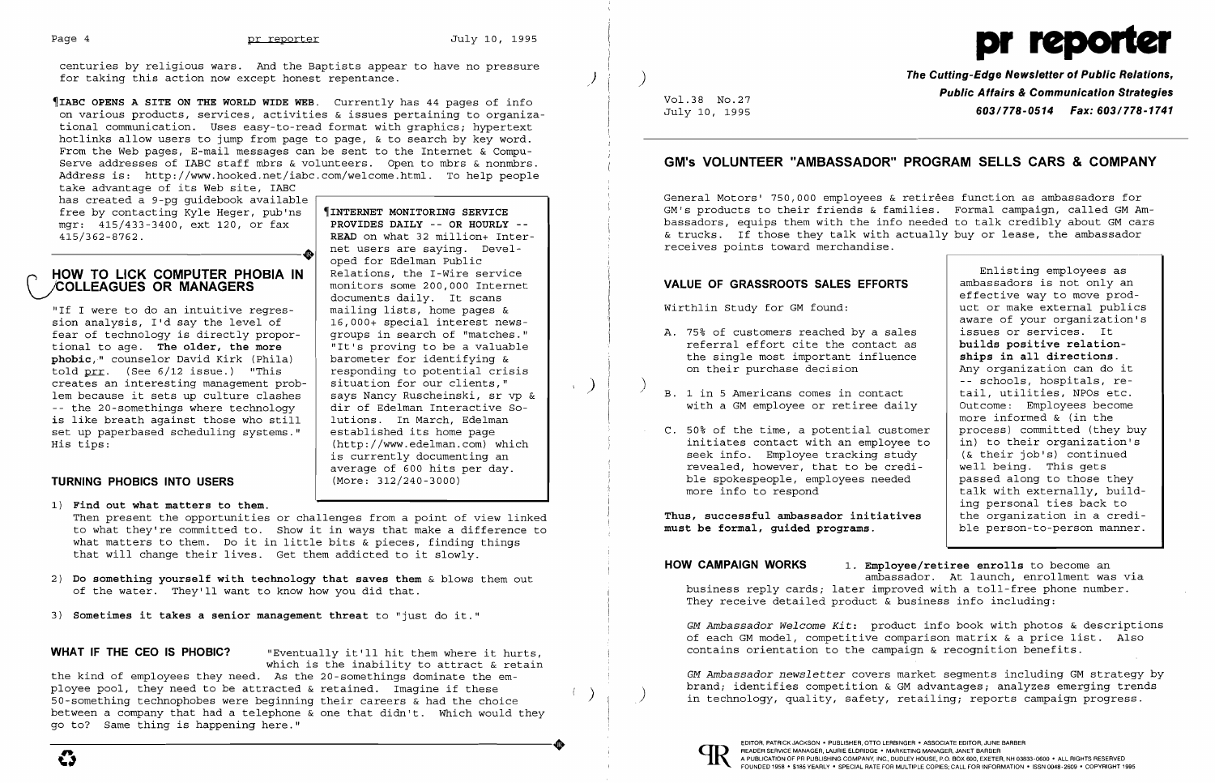centuries by religious wars. And the Baptists appear to have no pressure for taking this action now except honest repentance.

¶**IABC OPENS A SITE ON THE WORLD WIDE WEB**. Currently has 44 pages of info on various products, services, activities & issues pertaining to organizational communication. Uses easy-to-read format with graphics; hypertext hotlinks allow users to jump from page to page, & to search by key word. From the Web pages, E-mail messages can be sent to the Internet & CompuServe addresses of IABC staff mbrs & volunteers. Open to mbrs & nonmbrs. Address is: http://www.hooked.net/iabc.com/welcome.html. To help people take advantage of its Web site, IABC has created a 9-pg guidebook available free by contacting Kyle Heger, pub'ns mgr: 415/433-3400, ext 120, or fax 415/362-8762.

¶**INTERNET MONITORING SERVICE PROVIDES DAILY -- OR HOURLY -- READ** on what 32 million+ Internet users are saying. Developed for Edelman Public Relations, the I-Wire service monitors some 200,000 Internet documents daily. It scans mailing lists, home pages & 16,000+ special interest newsgroups in search of "matches." "It's proving to be a valuable barometer for identifying & responding to potential crisis situation for our clients," says Nancy Ruscheinski, sr vp & dir of Edelman Interactive Solutions. In March, Edelman established its home page (http://www.edelman.com) which is currently documenting an average of 600 hits per day. (More: 312/240-3000)

## HOW TO LICK COMPUTER PHOBIA IN COLLEAGUES OR MANAGERS

"If I were to do an intuitive regression analysis, I'd say the level of fear of technology is directly proportional to age. **The older, the more phobic**," counselor David Kirk (Phila) told prr. (See 6/12 issue.) "This creates an interesting management problem because it sets up culture clashes -- the 20-somethings where technology is like breath against those who still set up paperbased scheduling systems." His tips:

### TURNING PHOBICS INTO USERS

1) **Find out what matters to them.** Then present the opportunities or challenges from a point of view linked to what they're committed to. Show it in ways that make a difference to what matters to them. Do it in little bits & pieces, finding things that will change their lives. Get them addicted to it slowly.

2) **Do something yourself with technology that saves them** & blows them out of the water. They'll want to know how you did that.

3) **Sometimes it takes a senior management threat** to "just do it."

**WHAT IF THE CEO IS PHOBIC?** "Eventually it'll hit them where it hurts, which is the inability to attract & retain the kind of employees they need. As the 20-somethings dominate the employee pool, they need to be attracted & retained. Imagine if these 50-something technophobes were beginning their careers & had the choice between a company that had a telephone & one that didn't. Which would they go to? Same thing is happening here."

# pr reporter

*The Cutting-Edge Newsletter of Public Relations, Public Affairs & Communication Strategies*
603/778-0514 Fax: 603/778-1741

Vol.38 No.27
July 10, 1995

## GM's VOLUNTEER "AMBASSADOR" PROGRAM SELLS CARS & COMPANY

General Motors' 750,000 employees & retirees function as ambassadors for GM's products to their friends & families. Formal campaign, called GM Ambassadors, equips them with the info needed to talk credibly about GM cars & trucks. If those they talk with actually buy or lease, the ambassador receives points toward merchandise.

### VALUE OF GRASSROOTS SALES EFFORTS

Wirthlin Study for GM found:

A. 75% of customers reached by a sales referral effort cite the contact as the single most important influence on their purchase decision

B. 1 in 5 Americans comes in contact with a GM employee or retiree daily

C. 50% of the time, a potential customer initiates contact with an employee to seek info. Employee tracking study revealed, however, that to be credible spokespeople, employees needed more info to respond

**Thus, successful ambassador initiatives must be formal, guided programs.**

Enlisting employees as ambassadors is not only an effective way to move product or make external publics aware of your organization's issues or services. It **builds positive relationships in all directions.** Any organization can do it -- schools, hospitals, retail, utilities, NPOs etc. Outcome: Employees become more informed & (in the process) committed (they buy in) to their organization's (& their job's) continued well being. This gets passed along to those they talk with externally, building personal ties back to the organization in a credible person-to-person manner.

**HOW CAMPAIGN WORKS** 1. **Employee/retiree enrolls** to become an ambassador. At launch, enrollment was via business reply cards; later improved with a toll-free phone number. They receive detailed product & business info including:

*GM Ambassador Welcome Kit*: product info book with photos & descriptions of each GM model, competitive comparison matrix & a price list. Also contains orientation to the campaign & recognition benefits.

*GM Ambassador newsletter* covers market segments including GM strategy by brand; identifies competition & GM advantages; analyzes emerging trends in technology, quality, safety, retailing; reports campaign progress.

EDITOR, PATRICK JACKSON • PUBLISHER, OTTO LERBINGER • ASSOCIATE EDITOR, JUNE BARBER
READER SERVICE MANAGER, LAURIE ELDRIDGE • MARKETING MANAGER, JANET BARBER
A PUBLICATION OF PR PUBLISHING COMPANY, INC., DUDLEY HOUSE, P.O. BOX 600, EXETER, NH 03833-0600 • ALL RIGHTS RESERVED
FOUNDED 1958 • $185 YEARLY • SPECIAL RATE FOR MULTIPLE COPIES; CALL FOR INFORMATION • ISSN 0048-2609 • COPYRIGHT 1995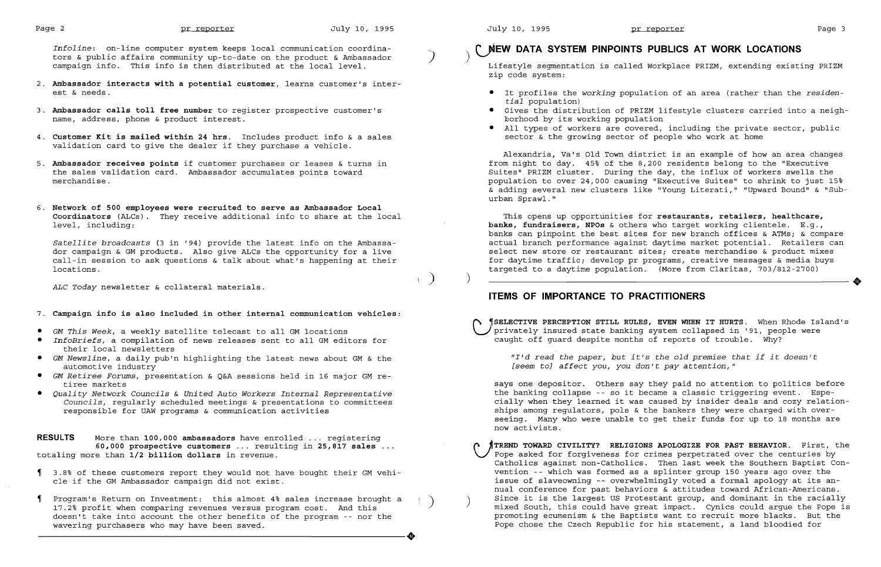*Infoline*: on-line computer system keeps local communication coordinators & public affairs community up-to-date on the product & Ambassador campaign info. This info is then distributed at the local level.

2. **Ambassador interacts with a potential customer**, learns customer's interest & needs.

3. **Ambassador calls toll free number** to register prospective customer's name, address, phone & product interest.

4. **Customer Kit is mailed within 24 hrs.** Includes product info & a sales validation card to give the dealer if they purchase a vehicle.

5. **Ambassador receives points** if customer purchases or leases & turns in the sales validation card. Ambassador accumulates points toward merchandise.

6. **Network of 500 employees were recruited to serve as Ambassador Local Coordinators** (ALCs). They receive additional info to share at the local level, including:

   *Satellite broadcasts* (3 in '94) provide the latest info on the Ambassador campaign & GM products. Also give ALCs the opportunity for a live call-in session to ask questions & talk about what's happening at their locations.

   *ALC Today* newsletter & collateral materials.

7. **Campaign info is also included in other internal communication vehicles:**

- *GM This Week*, a weekly satellite telecast to all GM locations
- *InfoBriefs*, a compilation of news releases sent to all GM editors for their local newsletters
- *GM Newsline*, a daily pub'n highlighting the latest news about GM & the automotive industry
- *GM Retiree Forums*, presentation & Q&A sessions held in 16 major GM retiree markets
- *Quality Network Councils & United Auto Workers Internal Representative Councils*, regularly scheduled meetings & presentations to committees responsible for UAW programs & communication activities

**RESULTS** More than **100,000 ambassadors** have enrolled ... registering **60,000 prospective customers** ... resulting in **25,817 sales** ... totaling more than **1/2 billion dollars** in revenue.

¶ 3.8% of these customers report they would not have bought their GM vehicle if the GM Ambassador campaign did not exist.

¶ Program's Return on Investment: this almost 4% sales increase brought a 17.2% profit when comparing revenues versus program cost. And this doesn't take into account the other benefits of the program -- nor the wavering purchasers who may have been saved.

## NEW DATA SYSTEM PINPOINTS PUBLICS AT WORK LOCATIONS

Lifestyle segmentation is called Workplace PRIZM, extending existing PRIZM zip code system:

- It profiles the *working* population of an area (rather than the *residential* population)
- Gives the distribution of PRIZM lifestyle clusters carried into a neighborhood by its working population
- All types of workers are covered, including the private sector, public sector & the growing sector of people who work at home

Alexandria, Va's Old Town district is an example of how an area changes from night to day. 45% of the 8,200 residents belong to the "Executive Suites" PRIZM cluster. During the day, the influx of workers swells the population to over 24,000 causing "Executive Suites" to shrink to just 15% & adding several new clusters like "Young Literati," "Upward Bound" & "Suburban Sprawl."

This opens up opportunities for **restaurants, retailers, healthcare, banks, fundraisers, NPOs** & others who target working clientele. E.g., banks can pinpoint the best sites for new branch offices & ATMs; & compare actual branch performance against daytime market potential. Retailers can select new store or restaurant sites; create merchandise & product mixes for daytime traffic; develop pr programs, creative messages & media buys targeted to a daytime population. (More from Claritas, 703/812-2700)

## ITEMS OF IMPORTANCE TO PRACTITIONERS

¶ **SELECTIVE PERCEPTION STILL RULES, EVEN WHEN IT HURTS.** When Rhode Island's privately insured state banking system collapsed in '91, people were caught off guard despite months of reports of trouble. Why?

> *"I'd read the paper, but it's the old premise that if it doesn't [seem to] affect you, you don't pay attention,"*

says one depositor. Others say they paid no attention to politics before the banking collapse -- so it became a classic triggering event. Especially when they learned it was caused by insider deals and cozy relationships among regulators, pols & the bankers they were charged with overseeing. Many who were unable to get their funds for up to 18 months are now activists.

¶ **TREND TOWARD CIVILITY? RELIGIONS APOLOGIZE FOR PAST BEHAVIOR.** First, the Pope asked for forgiveness for crimes perpetrated over the centuries by Catholics against non-Catholics. Then last week the Southern Baptist Convention -- which was formed as a splinter group 150 years ago over the issue of slaveowning -- overwhelmingly voted a formal apology at its annual conference for past behaviors & attitudes toward African-Americans. Since it is the largest US Protestant group, and dominant in the racially mixed South, this could have great impact. Cynics could argue the Pope is promoting ecumenism & the Baptists want to recruit more blacks. But the Pope chose the Czech Republic for his statement, a land bloodied for